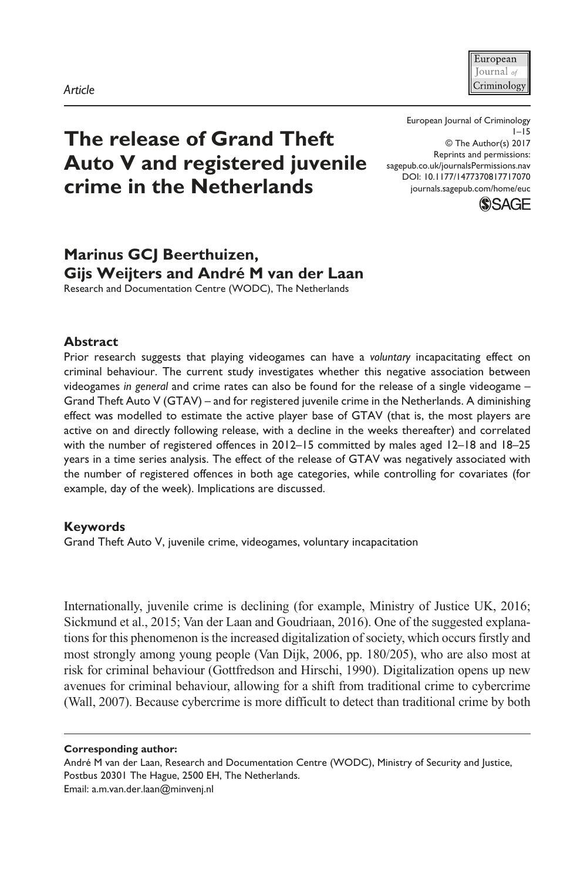*Article*

# The release of Grand Theft Auto V and registered juvenile crime in the Netherlands

European Journal of Criminology
1–15
© The Author(s) 2017
Reprints and permissions:
sagepub.co.uk/journalsPermissions.nav
DOI: 10.1177/1477370817717070
journals.sagepub.com/home/euc

**Marinus GCJ Beerthuizen, Gijs Weijters and André M van der Laan**
Research and Documentation Centre (WODC), The Netherlands

### Abstract

Prior research suggests that playing videogames can have a *voluntary* incapacitating effect on criminal behaviour. The current study investigates whether this negative association between videogames *in general* and crime rates can also be found for the release of a single videogame – Grand Theft Auto V (GTAV) – and for registered juvenile crime in the Netherlands. A diminishing effect was modelled to estimate the active player base of GTAV (that is, the most players are active on and directly following release, with a decline in the weeks thereafter) and correlated with the number of registered offences in 2012–15 committed by males aged 12–18 and 18–25 years in a time series analysis. The effect of the release of GTAV was negatively associated with the number of registered offences in both age categories, while controlling for covariates (for example, day of the week). Implications are discussed.

### Keywords

Grand Theft Auto V, juvenile crime, videogames, voluntary incapacitation

Internationally, juvenile crime is declining (for example, Ministry of Justice UK, 2016; Sickmund et al., 2015; Van der Laan and Goudriaan, 2016). One of the suggested explanations for this phenomenon is the increased digitalization of society, which occurs firstly and most strongly among young people (Van Dijk, 2006, pp. 180/205), who are also most at risk for criminal behaviour (Gottfredson and Hirschi, 1990). Digitalization opens up new avenues for criminal behaviour, allowing for a shift from traditional crime to cybercrime (Wall, 2007). Because cybercrime is more difficult to detect than traditional crime by both

**Corresponding author:**
André M van der Laan, Research and Documentation Centre (WODC), Ministry of Security and Justice, Postbus 20301 The Hague, 2500 EH, The Netherlands.
Email: a.m.van.der.laan@minvenj.nl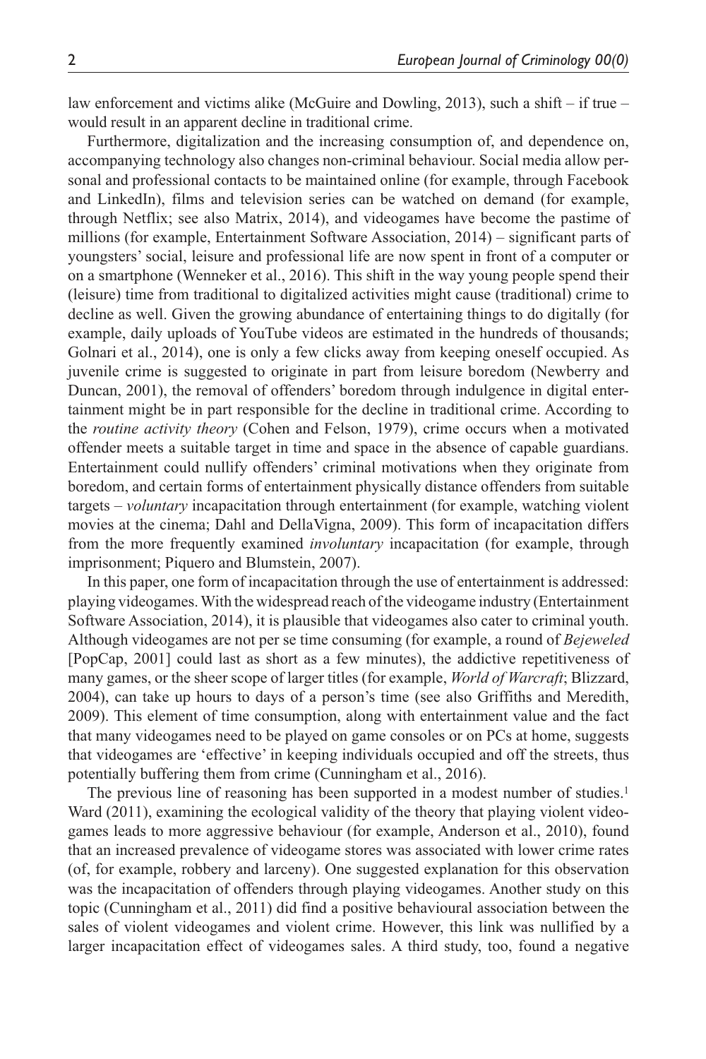law enforcement and victims alike (McGuire and Dowling, 2013), such a shift – if true – would result in an apparent decline in traditional crime.

Furthermore, digitalization and the increasing consumption of, and dependence on, accompanying technology also changes non-criminal behaviour. Social media allow personal and professional contacts to be maintained online (for example, through Facebook and LinkedIn), films and television series can be watched on demand (for example, through Netflix; see also Matrix, 2014), and videogames have become the pastime of millions (for example, Entertainment Software Association, 2014) – significant parts of youngsters' social, leisure and professional life are now spent in front of a computer or on a smartphone (Wenneker et al., 2016). This shift in the way young people spend their (leisure) time from traditional to digitalized activities might cause (traditional) crime to decline as well. Given the growing abundance of entertaining things to do digitally (for example, daily uploads of YouTube videos are estimated in the hundreds of thousands; Golnari et al., 2014), one is only a few clicks away from keeping oneself occupied. As juvenile crime is suggested to originate in part from leisure boredom (Newberry and Duncan, 2001), the removal of offenders' boredom through indulgence in digital entertainment might be in part responsible for the decline in traditional crime. According to the *routine activity theory* (Cohen and Felson, 1979), crime occurs when a motivated offender meets a suitable target in time and space in the absence of capable guardians. Entertainment could nullify offenders' criminal motivations when they originate from boredom, and certain forms of entertainment physically distance offenders from suitable targets – *voluntary* incapacitation through entertainment (for example, watching violent movies at the cinema; Dahl and DellaVigna, 2009). This form of incapacitation differs from the more frequently examined *involuntary* incapacitation (for example, through imprisonment; Piquero and Blumstein, 2007).

In this paper, one form of incapacitation through the use of entertainment is addressed: playing videogames. With the widespread reach of the videogame industry (Entertainment Software Association, 2014), it is plausible that videogames also cater to criminal youth. Although videogames are not per se time consuming (for example, a round of *Bejeweled* [PopCap, 2001] could last as short as a few minutes), the addictive repetitiveness of many games, or the sheer scope of larger titles (for example, *World of Warcraft*; Blizzard, 2004), can take up hours to days of a person's time (see also Griffiths and Meredith, 2009). This element of time consumption, along with entertainment value and the fact that many videogames need to be played on game consoles or on PCs at home, suggests that videogames are 'effective' in keeping individuals occupied and off the streets, thus potentially buffering them from crime (Cunningham et al., 2016).

The previous line of reasoning has been supported in a modest number of studies.[1] Ward (2011), examining the ecological validity of the theory that playing violent videogames leads to more aggressive behaviour (for example, Anderson et al., 2010), found that an increased prevalence of videogame stores was associated with lower crime rates (of, for example, robbery and larceny). One suggested explanation for this observation was the incapacitation of offenders through playing videogames. Another study on this topic (Cunningham et al., 2011) did find a positive behavioural association between the sales of violent videogames and violent crime. However, this link was nullified by a larger incapacitation effect of videogames sales. A third study, too, found a negative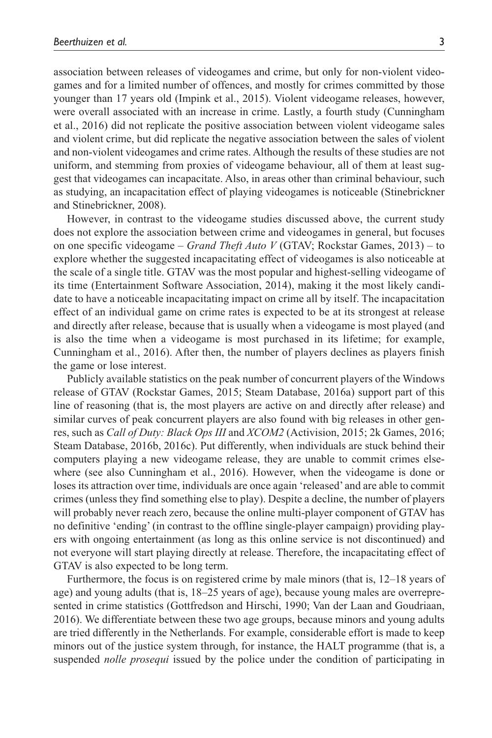association between releases of videogames and crime, but only for non-violent videogames and for a limited number of offences, and mostly for crimes committed by those younger than 17 years old (Impink et al., 2015). Violent videogame releases, however, were overall associated with an increase in crime. Lastly, a fourth study (Cunningham et al., 2016) did not replicate the positive association between violent videogame sales and violent crime, but did replicate the negative association between the sales of violent and non-violent videogames and crime rates. Although the results of these studies are not uniform, and stemming from proxies of videogame behaviour, all of them at least suggest that videogames can incapacitate. Also, in areas other than criminal behaviour, such as studying, an incapacitation effect of playing videogames is noticeable (Stinebrickner and Stinebrickner, 2008).

However, in contrast to the videogame studies discussed above, the current study does not explore the association between crime and videogames in general, but focuses on one specific videogame – *Grand Theft Auto V* (GTAV; Rockstar Games, 2013) – to explore whether the suggested incapacitating effect of videogames is also noticeable at the scale of a single title. GTAV was the most popular and highest-selling videogame of its time (Entertainment Software Association, 2014), making it the most likely candidate to have a noticeable incapacitating impact on crime all by itself. The incapacitation effect of an individual game on crime rates is expected to be at its strongest at release and directly after release, because that is usually when a videogame is most played (and is also the time when a videogame is most purchased in its lifetime; for example, Cunningham et al., 2016). After then, the number of players declines as players finish the game or lose interest.

Publicly available statistics on the peak number of concurrent players of the Windows release of GTAV (Rockstar Games, 2015; Steam Database, 2016a) support part of this line of reasoning (that is, the most players are active on and directly after release) and similar curves of peak concurrent players are also found with big releases in other genres, such as *Call of Duty: Black Ops III* and *XCOM2* (Activision, 2015; 2k Games, 2016; Steam Database, 2016b, 2016c). Put differently, when individuals are stuck behind their computers playing a new videogame release, they are unable to commit crimes elsewhere (see also Cunningham et al., 2016). However, when the videogame is done or loses its attraction over time, individuals are once again 'released' and are able to commit crimes (unless they find something else to play). Despite a decline, the number of players will probably never reach zero, because the online multi-player component of GTAV has no definitive 'ending' (in contrast to the offline single-player campaign) providing players with ongoing entertainment (as long as this online service is not discontinued) and not everyone will start playing directly at release. Therefore, the incapacitating effect of GTAV is also expected to be long term.

Furthermore, the focus is on registered crime by male minors (that is, 12–18 years of age) and young adults (that is, 18–25 years of age), because young males are overrepresented in crime statistics (Gottfredson and Hirschi, 1990; Van der Laan and Goudriaan, 2016). We differentiate between these two age groups, because minors and young adults are tried differently in the Netherlands. For example, considerable effort is made to keep minors out of the justice system through, for instance, the HALT programme (that is, a suspended *nolle prosequi* issued by the police under the condition of participating in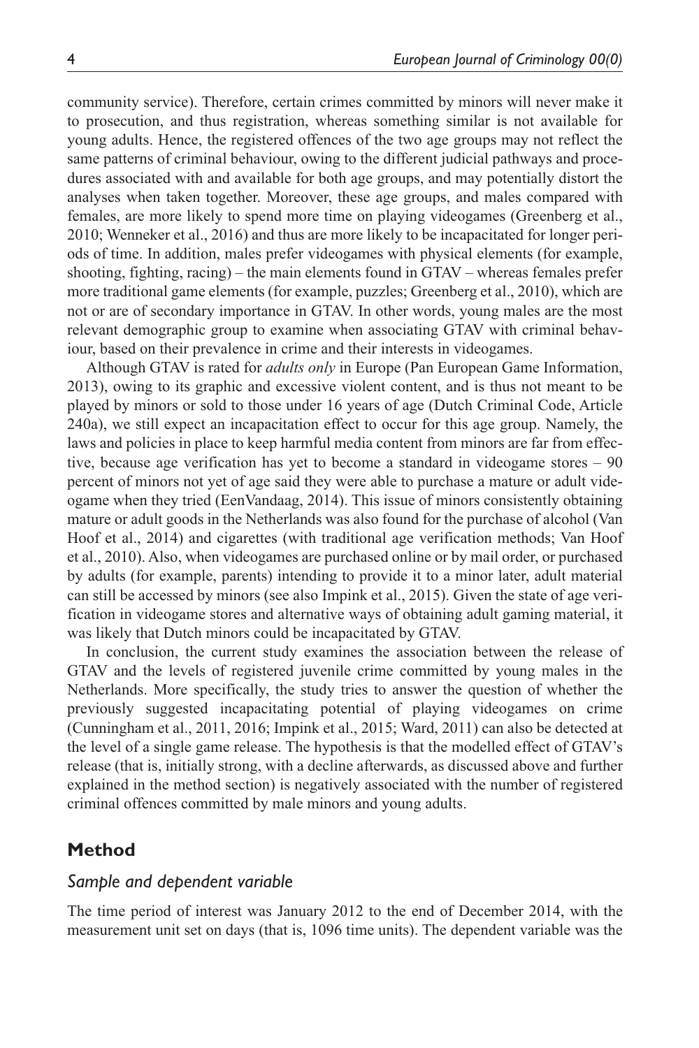community service). Therefore, certain crimes committed by minors will never make it to prosecution, and thus registration, whereas something similar is not available for young adults. Hence, the registered offences of the two age groups may not reflect the same patterns of criminal behaviour, owing to the different judicial pathways and procedures associated with and available for both age groups, and may potentially distort the analyses when taken together. Moreover, these age groups, and males compared with females, are more likely to spend more time on playing videogames (Greenberg et al., 2010; Wenneker et al., 2016) and thus are more likely to be incapacitated for longer periods of time. In addition, males prefer videogames with physical elements (for example, shooting, fighting, racing) – the main elements found in GTAV – whereas females prefer more traditional game elements (for example, puzzles; Greenberg et al., 2010), which are not or are of secondary importance in GTAV. In other words, young males are the most relevant demographic group to examine when associating GTAV with criminal behaviour, based on their prevalence in crime and their interests in videogames.

Although GTAV is rated for *adults only* in Europe (Pan European Game Information, 2013), owing to its graphic and excessive violent content, and is thus not meant to be played by minors or sold to those under 16 years of age (Dutch Criminal Code, Article 240a), we still expect an incapacitation effect to occur for this age group. Namely, the laws and policies in place to keep harmful media content from minors are far from effective, because age verification has yet to become a standard in videogame stores – 90 percent of minors not yet of age said they were able to purchase a mature or adult videogame when they tried (EenVandaag, 2014). This issue of minors consistently obtaining mature or adult goods in the Netherlands was also found for the purchase of alcohol (Van Hoof et al., 2014) and cigarettes (with traditional age verification methods; Van Hoof et al., 2010). Also, when videogames are purchased online or by mail order, or purchased by adults (for example, parents) intending to provide it to a minor later, adult material can still be accessed by minors (see also Impink et al., 2015). Given the state of age verification in videogame stores and alternative ways of obtaining adult gaming material, it was likely that Dutch minors could be incapacitated by GTAV.

In conclusion, the current study examines the association between the release of GTAV and the levels of registered juvenile crime committed by young males in the Netherlands. More specifically, the study tries to answer the question of whether the previously suggested incapacitating potential of playing videogames on crime (Cunningham et al., 2011, 2016; Impink et al., 2015; Ward, 2011) can also be detected at the level of a single game release. The hypothesis is that the modelled effect of GTAV's release (that is, initially strong, with a decline afterwards, as discussed above and further explained in the method section) is negatively associated with the number of registered criminal offences committed by male minors and young adults.

## Method

### *Sample and dependent variable*

The time period of interest was January 2012 to the end of December 2014, with the measurement unit set on days (that is, 1096 time units). The dependent variable was the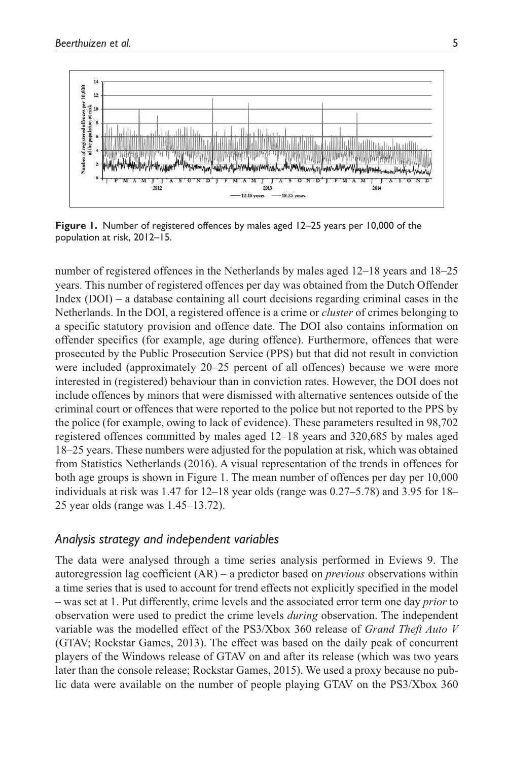**Figure 1.** Number of registered offences by males aged 12–25 years per 10,000 of the population at risk, 2012–15.

number of registered offences in the Netherlands by males aged 12–18 years and 18–25 years. This number of registered offences per day was obtained from the Dutch Offender Index (DOI) – a database containing all court decisions regarding criminal cases in the Netherlands. In the DOI, a registered offence is a crime or *cluster* of crimes belonging to a specific statutory provision and offence date. The DOI also contains information on offender specifics (for example, age during offence). Furthermore, offences that were prosecuted by the Public Prosecution Service (PPS) but that did not result in conviction were included (approximately 20–25 percent of all offences) because we were more interested in (registered) behaviour than in conviction rates. However, the DOI does not include offences by minors that were dismissed with alternative sentences outside of the criminal court or offences that were reported to the police but not reported to the PPS by the police (for example, owing to lack of evidence). These parameters resulted in 98,702 registered offences committed by males aged 12–18 years and 320,685 by males aged 18–25 years. These numbers were adjusted for the population at risk, which was obtained from Statistics Netherlands (2016). A visual representation of the trends in offences for both age groups is shown in Figure 1. The mean number of offences per day per 10,000 individuals at risk was 1.47 for 12–18 year olds (range was 0.27–5.78) and 3.95 for 18–25 year olds (range was 1.45–13.72).

### *Analysis strategy and independent variables*

The data were analysed through a time series analysis performed in Eviews 9. The autoregression lag coefficient (AR) – a predictor based on *previous* observations within a time series that is used to account for trend effects not explicitly specified in the model – was set at 1. Put differently, crime levels and the associated error term one day *prior* to observation were used to predict the crime levels *during* observation. The independent variable was the modelled effect of the PS3/Xbox 360 release of *Grand Theft Auto V* (GTAV; Rockstar Games, 2013). The effect was based on the daily peak of concurrent players of the Windows release of GTAV on and after its release (which was two years later than the console release; Rockstar Games, 2015). We used a proxy because no public data were available on the number of people playing GTAV on the PS3/Xbox 360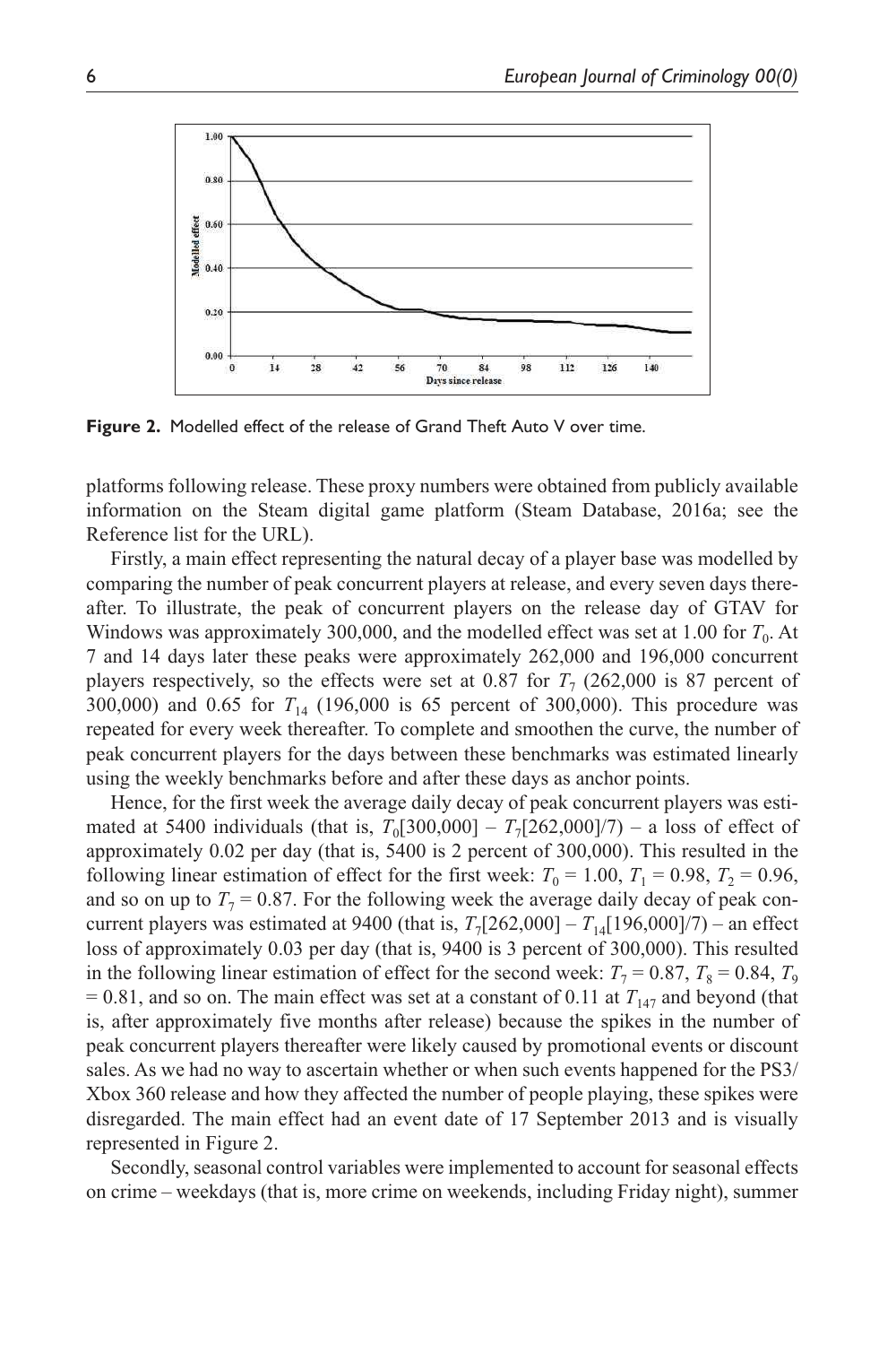Figure 2. Modelled effect of the release of Grand Theft Auto V over time.

platforms following release. These proxy numbers were obtained from publicly available information on the Steam digital game platform (Steam Database, 2016a; see the Reference list for the URL).

Firstly, a main effect representing the natural decay of a player base was modelled by comparing the number of peak concurrent players at release, and every seven days thereafter. To illustrate, the peak of concurrent players on the release day of GTAV for Windows was approximately 300,000, and the modelled effect was set at 1.00 for $T_0$. At 7 and 14 days later these peaks were approximately 262,000 and 196,000 concurrent players respectively, so the effects were set at 0.87 for $T_7$ (262,000 is 87 percent of 300,000) and 0.65 for $T_{14}$ (196,000 is 65 percent of 300,000). This procedure was repeated for every week thereafter. To complete and smoothen the curve, the number of peak concurrent players for the days between these benchmarks was estimated linearly using the weekly benchmarks before and after these days as anchor points.

Hence, for the first week the average daily decay of peak concurrent players was estimated at 5400 individuals (that is, $T_0$[300,000] – $T_7$[262,000]/7) – a loss of effect of approximately 0.02 per day (that is, 5400 is 2 percent of 300,000). This resulted in the following linear estimation of effect for the first week: $T_0 = 1.00$, $T_1 = 0.98$, $T_2 = 0.96$, and so on up to $T_7 = 0.87$. For the following week the average daily decay of peak concurrent players was estimated at 9400 (that is, $T_7$[262,000] – $T_{14}$[196,000]/7) – an effect loss of approximately 0.03 per day (that is, 9400 is 3 percent of 300,000). This resulted in the following linear estimation of effect for the second week: $T_7 = 0.87$, $T_8 = 0.84$, $T_9 = 0.81$, and so on. The main effect was set at a constant of 0.11 at $T_{147}$ and beyond (that is, after approximately five months after release) because the spikes in the number of peak concurrent players thereafter were likely caused by promotional events or discount sales. As we had no way to ascertain whether or when such events happened for the PS3/Xbox 360 release and how they affected the number of people playing, these spikes were disregarded. The main effect had an event date of 17 September 2013 and is visually represented in Figure 2.

Secondly, seasonal control variables were implemented to account for seasonal effects on crime – weekdays (that is, more crime on weekends, including Friday night), summer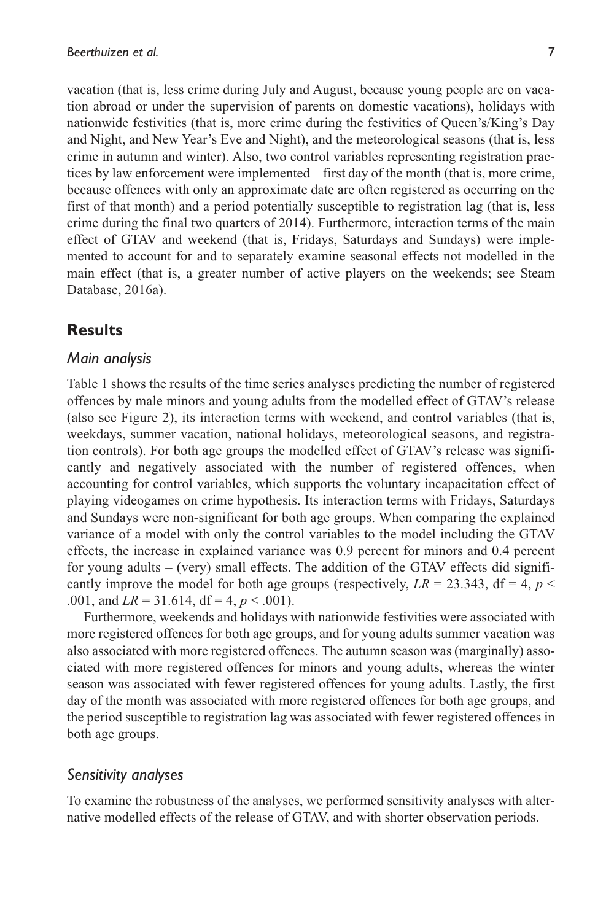vacation (that is, less crime during July and August, because young people are on vacation abroad or under the supervision of parents on domestic vacations), holidays with nationwide festivities (that is, more crime during the festivities of Queen's/King's Day and Night, and New Year's Eve and Night), and the meteorological seasons (that is, less crime in autumn and winter). Also, two control variables representing registration practices by law enforcement were implemented – first day of the month (that is, more crime, because offences with only an approximate date are often registered as occurring on the first of that month) and a period potentially susceptible to registration lag (that is, less crime during the final two quarters of 2014). Furthermore, interaction terms of the main effect of GTAV and weekend (that is, Fridays, Saturdays and Sundays) were implemented to account for and to separately examine seasonal effects not modelled in the main effect (that is, a greater number of active players on the weekends; see Steam Database, 2016a).

## Results

### Main analysis

Table 1 shows the results of the time series analyses predicting the number of registered offences by male minors and young adults from the modelled effect of GTAV's release (also see Figure 2), its interaction terms with weekend, and control variables (that is, weekdays, summer vacation, national holidays, meteorological seasons, and registration controls). For both age groups the modelled effect of GTAV's release was significantly and negatively associated with the number of registered offences, when accounting for control variables, which supports the voluntary incapacitation effect of playing videogames on crime hypothesis. Its interaction terms with Fridays, Saturdays and Sundays were non-significant for both age groups. When comparing the explained variance of a model with only the control variables to the model including the GTAV effects, the increase in explained variance was 0.9 percent for minors and 0.4 percent for young adults – (very) small effects. The addition of the GTAV effects did significantly improve the model for both age groups (respectively, $LR = 23.343$, df = 4, $p < .001$, and $LR = 31.614$, df = 4, $p < .001$).

Furthermore, weekends and holidays with nationwide festivities were associated with more registered offences for both age groups, and for young adults summer vacation was also associated with more registered offences. The autumn season was (marginally) associated with more registered offences for minors and young adults, whereas the winter season was associated with fewer registered offences for young adults. Lastly, the first day of the month was associated with more registered offences for both age groups, and the period susceptible to registration lag was associated with fewer registered offences in both age groups.

### Sensitivity analyses

To examine the robustness of the analyses, we performed sensitivity analyses with alternative modelled effects of the release of GTAV, and with shorter observation periods.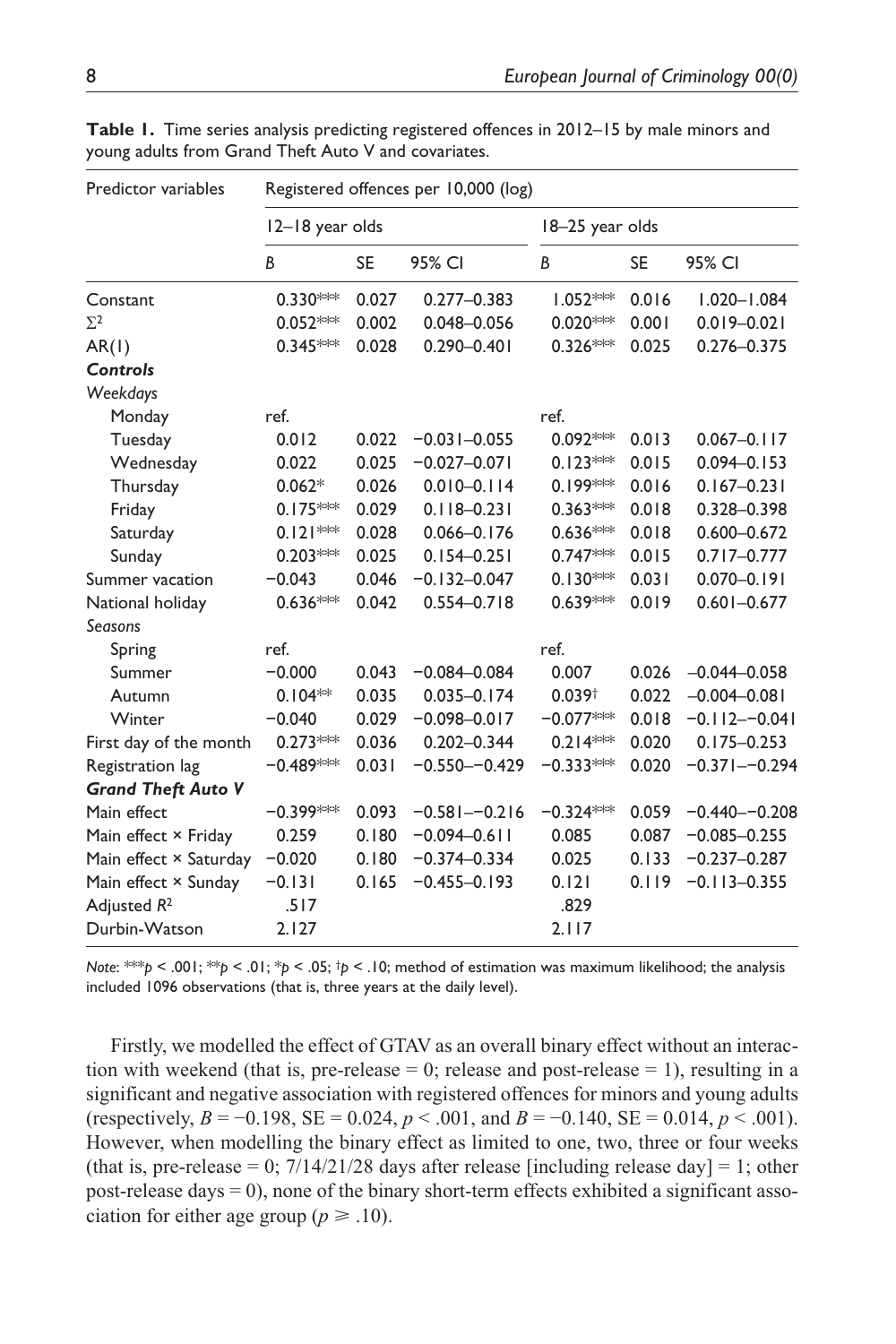**Table 1.** Time series analysis predicting registered offences in 2012–15 by male minors and young adults from Grand Theft Auto V and covariates.

| Predictor variables | Registered offences per 10,000 (log) | | | | | |
|---|---|---|---|---|---|---|
| | 12–18 year olds | | | 18–25 year olds | | |
| | *B* | SE | 95% CI | *B* | SE | 95% CI |
| Constant | 0.330*** | 0.027 | 0.277–0.383 | 1.052*** | 0.016 | 1.020–1.084 |
| $\Sigma^2$ | 0.052*** | 0.002 | 0.048–0.056 | 0.020*** | 0.001 | 0.019–0.021 |
| AR(1) | 0.345*** | 0.028 | 0.290–0.401 | 0.326*** | 0.025 | 0.276–0.375 |
| ***Controls*** | | | | | | |
| *Weekdays* | | | | | | |
| Monday | ref. | | | ref. | | |
| Tuesday | 0.012 | 0.022 | −0.031–0.055 | 0.092*** | 0.013 | 0.067–0.117 |
| Wednesday | 0.022 | 0.025 | −0.027–0.071 | 0.123*** | 0.015 | 0.094–0.153 |
| Thursday | 0.062* | 0.026 | 0.010–0.114 | 0.199*** | 0.016 | 0.167–0.231 |
| Friday | 0.175*** | 0.029 | 0.118–0.231 | 0.363*** | 0.018 | 0.328–0.398 |
| Saturday | 0.121*** | 0.028 | 0.066–0.176 | 0.636*** | 0.018 | 0.600–0.672 |
| Sunday | 0.203*** | 0.025 | 0.154–0.251 | 0.747*** | 0.015 | 0.717–0.777 |
| Summer vacation | −0.043 | 0.046 | −0.132–0.047 | 0.130*** | 0.031 | 0.070–0.191 |
| National holiday | 0.636*** | 0.042 | 0.554–0.718 | 0.639*** | 0.019 | 0.601–0.677 |
| *Seasons* | | | | | | |
| Spring | ref. | | | ref. | | |
| Summer | −0.000 | 0.043 | −0.084–0.084 | 0.007 | 0.026 | −0.044–0.058 |
| Autumn | 0.104** | 0.035 | 0.035–0.174 | 0.039† | 0.022 | −0.004–0.081 |
| Winter | −0.040 | 0.029 | −0.098–0.017 | −0.077*** | 0.018 | −0.112–−0.041 |
| First day of the month | 0.273*** | 0.036 | 0.202–0.344 | 0.214*** | 0.020 | 0.175–0.253 |
| Registration lag | −0.489*** | 0.031 | −0.550–−0.429 | −0.333*** | 0.020 | −0.371–−0.294 |
| ***Grand Theft Auto V*** | | | | | | |
| Main effect | −0.399*** | 0.093 | −0.581–−0.216 | −0.324*** | 0.059 | −0.440–−0.208 |
| Main effect × Friday | 0.259 | 0.180 | −0.094–0.611 | 0.085 | 0.087 | −0.085–0.255 |
| Main effect × Saturday | −0.020 | 0.180 | −0.374–0.334 | 0.025 | 0.133 | −0.237–0.287 |
| Main effect × Sunday | −0.131 | 0.165 | −0.455–0.193 | 0.121 | 0.119 | −0.113–0.355 |
| Adjusted $R^2$ | .517 | | | .829 | | |
| Durbin-Watson | 2.127 | | | 2.117 | | |

*Note*: ***$p < .001$; **$p < .01$; *$p < .05$; †$p < .10$; method of estimation was maximum likelihood; the analysis included 1096 observations (that is, three years at the daily level).

Firstly, we modelled the effect of GTAV as an overall binary effect without an interaction with weekend (that is, pre-release = 0; release and post-release = 1), resulting in a significant and negative association with registered offences for minors and young adults (respectively, $B = -0.198$, SE = 0.024, $p < .001$, and $B = -0.140$, SE = 0.014, $p < .001$). However, when modelling the binary effect as limited to one, two, three or four weeks (that is, pre-release = 0; 7/14/21/28 days after release [including release day] = 1; other post-release days = 0), none of the binary short-term effects exhibited a significant association for either age group ($p \geqslant .10$).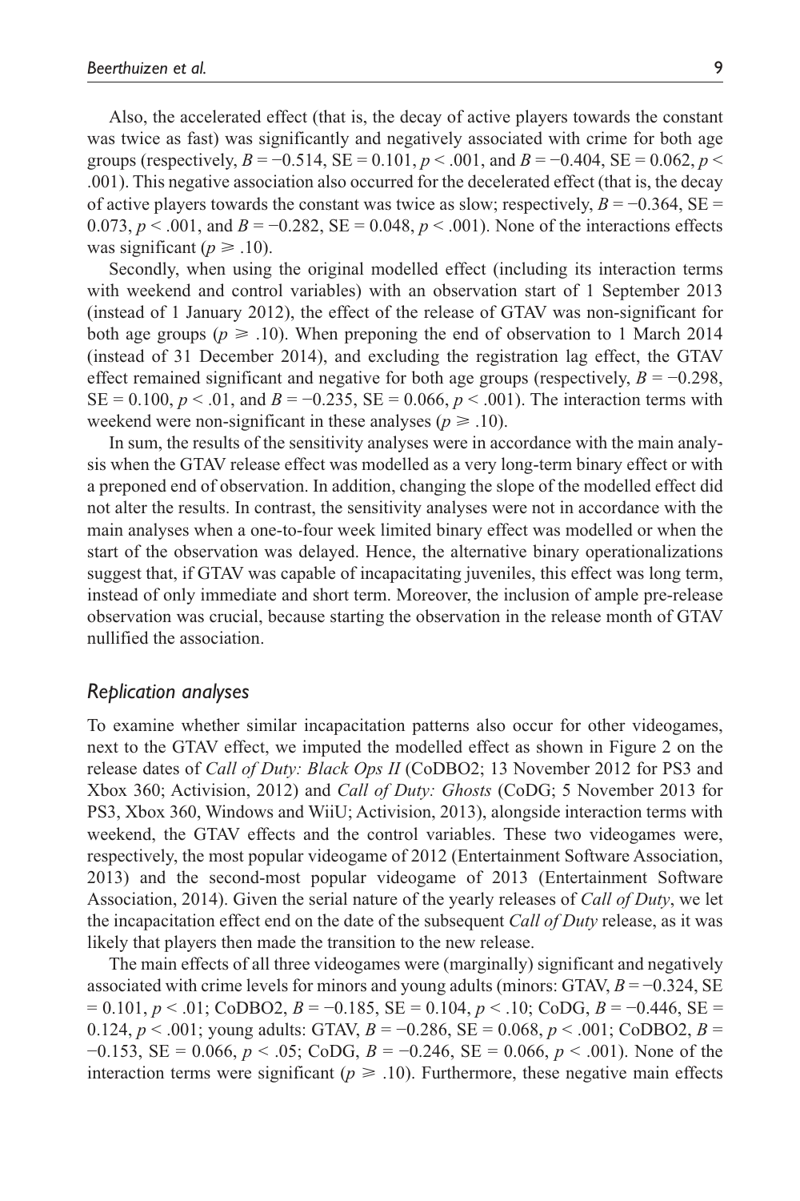Also, the accelerated effect (that is, the decay of active players towards the constant was twice as fast) was significantly and negatively associated with crime for both age groups (respectively, $B = -0.514$, SE = 0.101, $p < .001$, and $B = -0.404$, SE = 0.062, $p < .001$). This negative association also occurred for the decelerated effect (that is, the decay of active players towards the constant was twice as slow; respectively, $B = -0.364$, SE = 0.073, $p < .001$, and $B = -0.282$, SE = 0.048, $p < .001$). None of the interactions effects was significant ($p \geqslant .10$).

Secondly, when using the original modelled effect (including its interaction terms with weekend and control variables) with an observation start of 1 September 2013 (instead of 1 January 2012), the effect of the release of GTAV was non-significant for both age groups ($p \geqslant .10$). When preponing the end of observation to 1 March 2014 (instead of 31 December 2014), and excluding the registration lag effect, the GTAV effect remained significant and negative for both age groups (respectively, $B = -0.298$, SE = 0.100, $p < .01$, and $B = -0.235$, SE = 0.066, $p < .001$). The interaction terms with weekend were non-significant in these analyses ($p \geqslant .10$).

In sum, the results of the sensitivity analyses were in accordance with the main analysis when the GTAV release effect was modelled as a very long-term binary effect or with a preponed end of observation. In addition, changing the slope of the modelled effect did not alter the results. In contrast, the sensitivity analyses were not in accordance with the main analyses when a one-to-four week limited binary effect was modelled or when the start of the observation was delayed. Hence, the alternative binary operationalizations suggest that, if GTAV was capable of incapacitating juveniles, this effect was long term, instead of only immediate and short term. Moreover, the inclusion of ample pre-release observation was crucial, because starting the observation in the release month of GTAV nullified the association.

### *Replication analyses*

To examine whether similar incapacitation patterns also occur for other videogames, next to the GTAV effect, we imputed the modelled effect as shown in Figure 2 on the release dates of *Call of Duty: Black Ops II* (CoDBO2; 13 November 2012 for PS3 and Xbox 360; Activision, 2012) and *Call of Duty: Ghosts* (CoDG; 5 November 2013 for PS3, Xbox 360, Windows and WiiU; Activision, 2013), alongside interaction terms with weekend, the GTAV effects and the control variables. These two videogames were, respectively, the most popular videogame of 2012 (Entertainment Software Association, 2013) and the second-most popular videogame of 2013 (Entertainment Software Association, 2014). Given the serial nature of the yearly releases of *Call of Duty*, we let the incapacitation effect end on the date of the subsequent *Call of Duty* release, as it was likely that players then made the transition to the new release.

The main effects of all three videogames were (marginally) significant and negatively associated with crime levels for minors and young adults (minors: GTAV, $B = -0.324$, SE = 0.101, $p < .01$; CoDBO2, $B = -0.185$, SE = 0.104, $p < .10$; CoDG, $B = -0.446$, SE = 0.124, $p < .001$; young adults: GTAV, $B = -0.286$, SE = 0.068, $p < .001$; CoDBO2, $B = -0.153$, SE = 0.066, $p < .05$; CoDG, $B = -0.246$, SE = 0.066, $p < .001$). None of the interaction terms were significant ($p \geqslant .10$). Furthermore, these negative main effects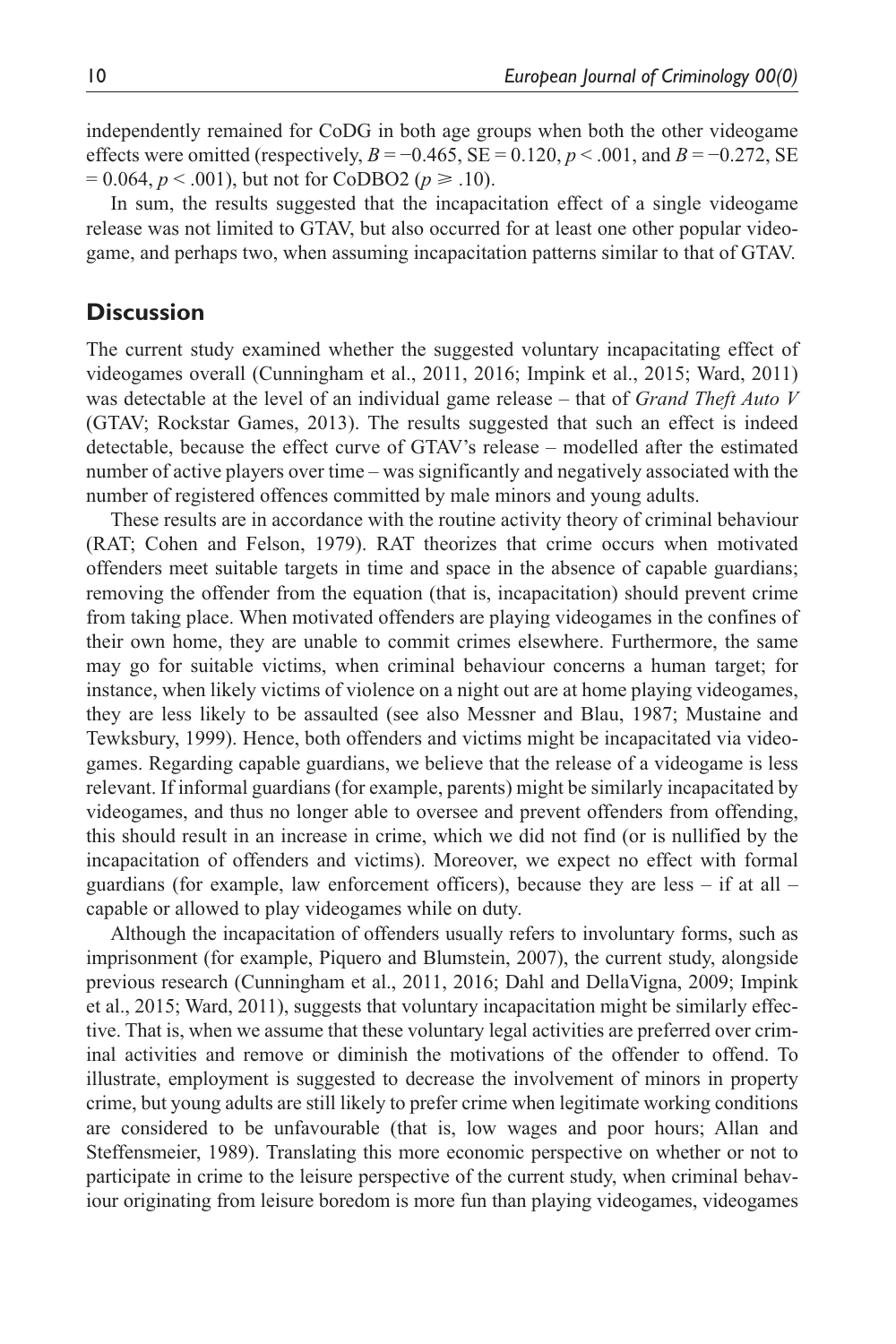independently remained for CoDG in both age groups when both the other videogame effects were omitted (respectively, $B = -0.465$, $SE = 0.120$, $p < .001$, and $B = -0.272$, $SE = 0.064$, $p < .001$), but not for CoDBO2 ($p \geqslant .10$).

In sum, the results suggested that the incapacitation effect of a single videogame release was not limited to GTAV, but also occurred for at least one other popular videogame, and perhaps two, when assuming incapacitation patterns similar to that of GTAV.

## Discussion

The current study examined whether the suggested voluntary incapacitating effect of videogames overall (Cunningham et al., 2011, 2016; Impink et al., 2015; Ward, 2011) was detectable at the level of an individual game release – that of *Grand Theft Auto V* (GTAV; Rockstar Games, 2013). The results suggested that such an effect is indeed detectable, because the effect curve of GTAV's release – modelled after the estimated number of active players over time – was significantly and negatively associated with the number of registered offences committed by male minors and young adults.

These results are in accordance with the routine activity theory of criminal behaviour (RAT; Cohen and Felson, 1979). RAT theorizes that crime occurs when motivated offenders meet suitable targets in time and space in the absence of capable guardians; removing the offender from the equation (that is, incapacitation) should prevent crime from taking place. When motivated offenders are playing videogames in the confines of their own home, they are unable to commit crimes elsewhere. Furthermore, the same may go for suitable victims, when criminal behaviour concerns a human target; for instance, when likely victims of violence on a night out are at home playing videogames, they are less likely to be assaulted (see also Messner and Blau, 1987; Mustaine and Tewksbury, 1999). Hence, both offenders and victims might be incapacitated via videogames. Regarding capable guardians, we believe that the release of a videogame is less relevant. If informal guardians (for example, parents) might be similarly incapacitated by videogames, and thus no longer able to oversee and prevent offenders from offending, this should result in an increase in crime, which we did not find (or is nullified by the incapacitation of offenders and victims). Moreover, we expect no effect with formal guardians (for example, law enforcement officers), because they are less – if at all – capable or allowed to play videogames while on duty.

Although the incapacitation of offenders usually refers to involuntary forms, such as imprisonment (for example, Piquero and Blumstein, 2007), the current study, alongside previous research (Cunningham et al., 2011, 2016; Dahl and DellaVigna, 2009; Impink et al., 2015; Ward, 2011), suggests that voluntary incapacitation might be similarly effective. That is, when we assume that these voluntary legal activities are preferred over criminal activities and remove or diminish the motivations of the offender to offend. To illustrate, employment is suggested to decrease the involvement of minors in property crime, but young adults are still likely to prefer crime when legitimate working conditions are considered to be unfavourable (that is, low wages and poor hours; Allan and Steffensmeier, 1989). Translating this more economic perspective on whether or not to participate in crime to the leisure perspective of the current study, when criminal behaviour originating from leisure boredom is more fun than playing videogames, videogames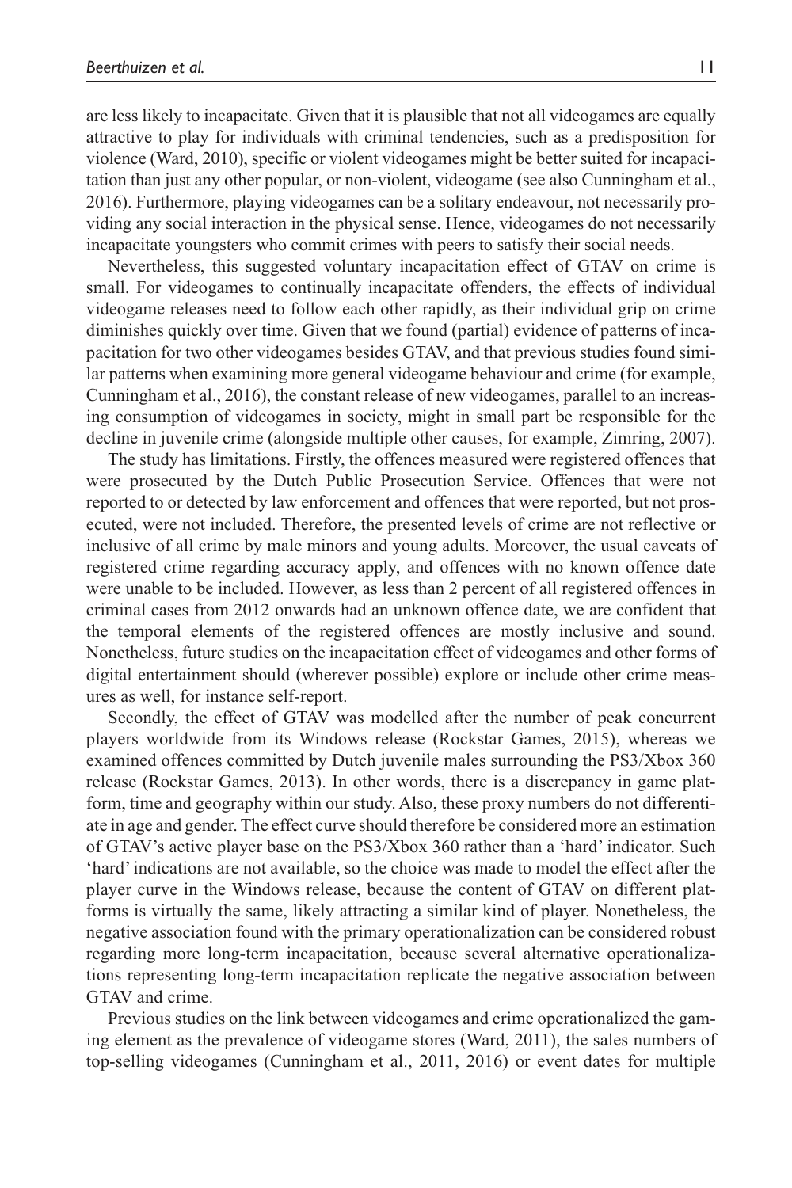are less likely to incapacitate. Given that it is plausible that not all videogames are equally attractive to play for individuals with criminal tendencies, such as a predisposition for violence (Ward, 2010), specific or violent videogames might be better suited for incapacitation than just any other popular, or non-violent, videogame (see also Cunningham et al., 2016). Furthermore, playing videogames can be a solitary endeavour, not necessarily providing any social interaction in the physical sense. Hence, videogames do not necessarily incapacitate youngsters who commit crimes with peers to satisfy their social needs.

Nevertheless, this suggested voluntary incapacitation effect of GTAV on crime is small. For videogames to continually incapacitate offenders, the effects of individual videogame releases need to follow each other rapidly, as their individual grip on crime diminishes quickly over time. Given that we found (partial) evidence of patterns of incapacitation for two other videogames besides GTAV, and that previous studies found similar patterns when examining more general videogame behaviour and crime (for example, Cunningham et al., 2016), the constant release of new videogames, parallel to an increasing consumption of videogames in society, might in small part be responsible for the decline in juvenile crime (alongside multiple other causes, for example, Zimring, 2007).

The study has limitations. Firstly, the offences measured were registered offences that were prosecuted by the Dutch Public Prosecution Service. Offences that were not reported to or detected by law enforcement and offences that were reported, but not prosecuted, were not included. Therefore, the presented levels of crime are not reflective or inclusive of all crime by male minors and young adults. Moreover, the usual caveats of registered crime regarding accuracy apply, and offences with no known offence date were unable to be included. However, as less than 2 percent of all registered offences in criminal cases from 2012 onwards had an unknown offence date, we are confident that the temporal elements of the registered offences are mostly inclusive and sound. Nonetheless, future studies on the incapacitation effect of videogames and other forms of digital entertainment should (wherever possible) explore or include other crime measures as well, for instance self-report.

Secondly, the effect of GTAV was modelled after the number of peak concurrent players worldwide from its Windows release (Rockstar Games, 2015), whereas we examined offences committed by Dutch juvenile males surrounding the PS3/Xbox 360 release (Rockstar Games, 2013). In other words, there is a discrepancy in game platform, time and geography within our study. Also, these proxy numbers do not differentiate in age and gender. The effect curve should therefore be considered more an estimation of GTAV's active player base on the PS3/Xbox 360 rather than a 'hard' indicator. Such 'hard' indications are not available, so the choice was made to model the effect after the player curve in the Windows release, because the content of GTAV on different platforms is virtually the same, likely attracting a similar kind of player. Nonetheless, the negative association found with the primary operationalization can be considered robust regarding more long-term incapacitation, because several alternative operationalizations representing long-term incapacitation replicate the negative association between GTAV and crime.

Previous studies on the link between videogames and crime operationalized the gaming element as the prevalence of videogame stores (Ward, 2011), the sales numbers of top-selling videogames (Cunningham et al., 2011, 2016) or event dates for multiple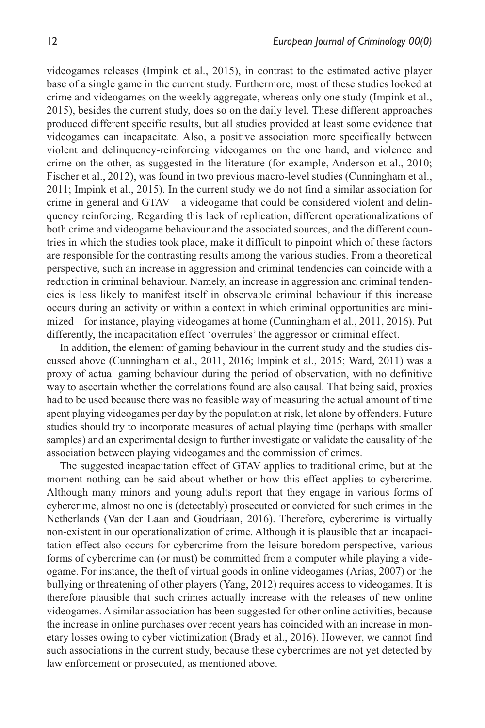videogames releases (Impink et al., 2015), in contrast to the estimated active player base of a single game in the current study. Furthermore, most of these studies looked at crime and videogames on the weekly aggregate, whereas only one study (Impink et al., 2015), besides the current study, does so on the daily level. These different approaches produced different specific results, but all studies provided at least some evidence that videogames can incapacitate. Also, a positive association more specifically between violent and delinquency-reinforcing videogames on the one hand, and violence and crime on the other, as suggested in the literature (for example, Anderson et al., 2010; Fischer et al., 2012), was found in two previous macro-level studies (Cunningham et al., 2011; Impink et al., 2015). In the current study we do not find a similar association for crime in general and GTAV – a videogame that could be considered violent and delinquency reinforcing. Regarding this lack of replication, different operationalizations of both crime and videogame behaviour and the associated sources, and the different countries in which the studies took place, make it difficult to pinpoint which of these factors are responsible for the contrasting results among the various studies. From a theoretical perspective, such an increase in aggression and criminal tendencies can coincide with a reduction in criminal behaviour. Namely, an increase in aggression and criminal tendencies is less likely to manifest itself in observable criminal behaviour if this increase occurs during an activity or within a context in which criminal opportunities are minimized – for instance, playing videogames at home (Cunningham et al., 2011, 2016). Put differently, the incapacitation effect 'overrules' the aggressor or criminal effect.

In addition, the element of gaming behaviour in the current study and the studies discussed above (Cunningham et al., 2011, 2016; Impink et al., 2015; Ward, 2011) was a proxy of actual gaming behaviour during the period of observation, with no definitive way to ascertain whether the correlations found are also causal. That being said, proxies had to be used because there was no feasible way of measuring the actual amount of time spent playing videogames per day by the population at risk, let alone by offenders. Future studies should try to incorporate measures of actual playing time (perhaps with smaller samples) and an experimental design to further investigate or validate the causality of the association between playing videogames and the commission of crimes.

The suggested incapacitation effect of GTAV applies to traditional crime, but at the moment nothing can be said about whether or how this effect applies to cybercrime. Although many minors and young adults report that they engage in various forms of cybercrime, almost no one is (detectably) prosecuted or convicted for such crimes in the Netherlands (Van der Laan and Goudriaan, 2016). Therefore, cybercrime is virtually non-existent in our operationalization of crime. Although it is plausible that an incapacitation effect also occurs for cybercrime from the leisure boredom perspective, various forms of cybercrime can (or must) be committed from a computer while playing a videogame. For instance, the theft of virtual goods in online videogames (Arias, 2007) or the bullying or threatening of other players (Yang, 2012) requires access to videogames. It is therefore plausible that such crimes actually increase with the releases of new online videogames. A similar association has been suggested for other online activities, because the increase in online purchases over recent years has coincided with an increase in monetary losses owing to cyber victimization (Brady et al., 2016). However, we cannot find such associations in the current study, because these cybercrimes are not yet detected by law enforcement or prosecuted, as mentioned above.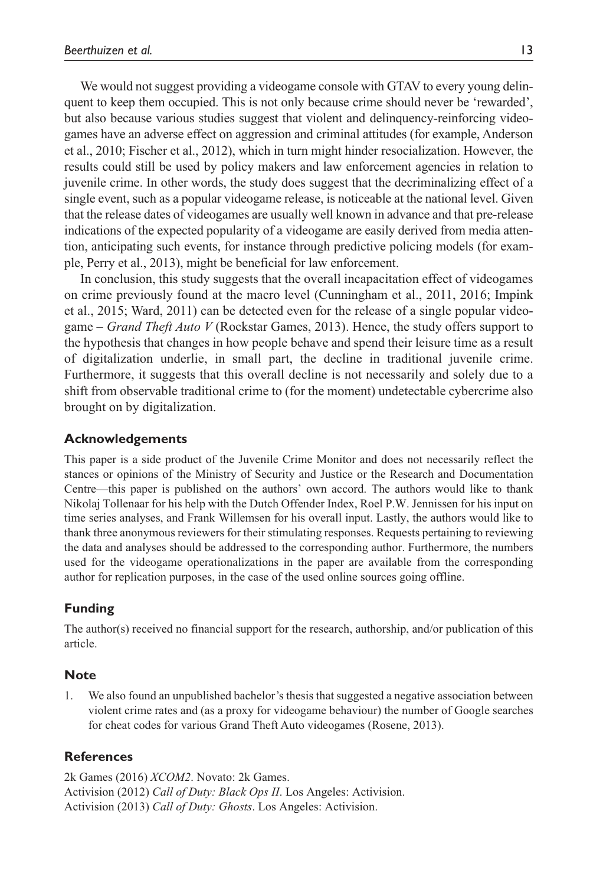We would not suggest providing a videogame console with GTAV to every young delinquent to keep them occupied. This is not only because crime should never be 'rewarded', but also because various studies suggest that violent and delinquency-reinforcing videogames have an adverse effect on aggression and criminal attitudes (for example, Anderson et al., 2010; Fischer et al., 2012), which in turn might hinder resocialization. However, the results could still be used by policy makers and law enforcement agencies in relation to juvenile crime. In other words, the study does suggest that the decriminalizing effect of a single event, such as a popular videogame release, is noticeable at the national level. Given that the release dates of videogames are usually well known in advance and that pre-release indications of the expected popularity of a videogame are easily derived from media attention, anticipating such events, for instance through predictive policing models (for example, Perry et al., 2013), might be beneficial for law enforcement.

In conclusion, this study suggests that the overall incapacitation effect of videogames on crime previously found at the macro level (Cunningham et al., 2011, 2016; Impink et al., 2015; Ward, 2011) can be detected even for the release of a single popular videogame – *Grand Theft Auto V* (Rockstar Games, 2013). Hence, the study offers support to the hypothesis that changes in how people behave and spend their leisure time as a result of digitalization underlie, in small part, the decline in traditional juvenile crime. Furthermore, it suggests that this overall decline is not necessarily and solely due to a shift from observable traditional crime to (for the moment) undetectable cybercrime also brought on by digitalization.

## Acknowledgements

This paper is a side product of the Juvenile Crime Monitor and does not necessarily reflect the stances or opinions of the Ministry of Security and Justice or the Research and Documentation Centre—this paper is published on the authors' own accord. The authors would like to thank Nikolaj Tollenaar for his help with the Dutch Offender Index, Roel P.W. Jennissen for his input on time series analyses, and Frank Willemsen for his overall input. Lastly, the authors would like to thank three anonymous reviewers for their stimulating responses. Requests pertaining to reviewing the data and analyses should be addressed to the corresponding author. Furthermore, the numbers used for the videogame operationalizations in the paper are available from the corresponding author for replication purposes, in the case of the used online sources going offline.

## Funding

The author(s) received no financial support for the research, authorship, and/or publication of this article.

## Note

1. We also found an unpublished bachelor's thesis that suggested a negative association between violent crime rates and (as a proxy for videogame behaviour) the number of Google searches for cheat codes for various Grand Theft Auto videogames (Rosene, 2013).

## References

2k Games (2016) *XCOM2*. Novato: 2k Games.

Activision (2012) *Call of Duty: Black Ops II*. Los Angeles: Activision.

Activision (2013) *Call of Duty: Ghosts*. Los Angeles: Activision.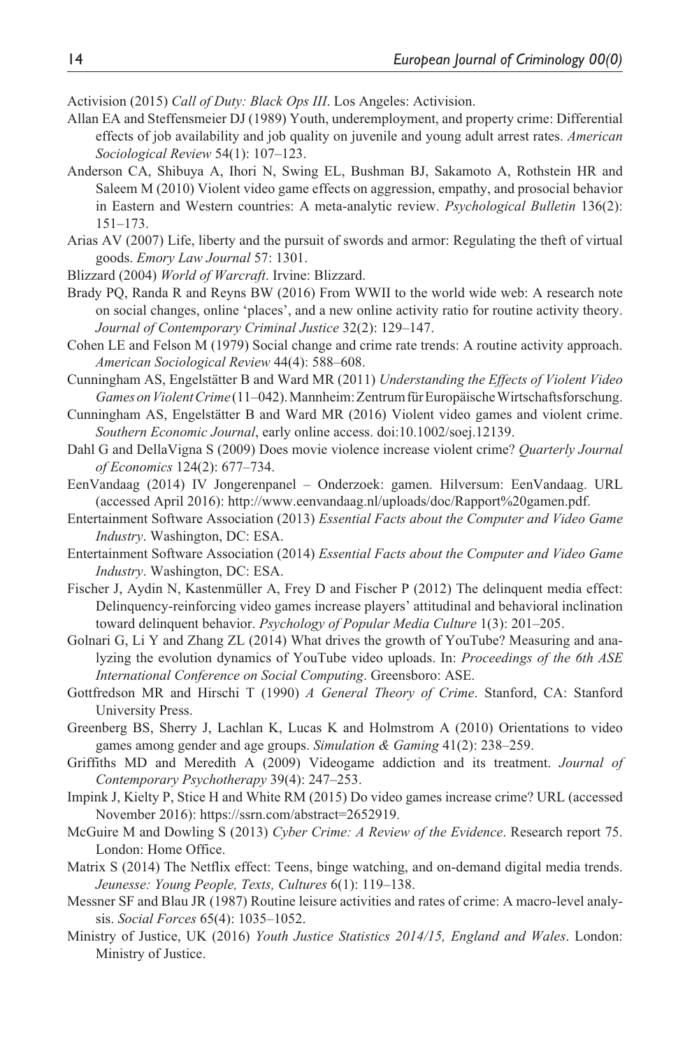Activision (2015) *Call of Duty: Black Ops III*. Los Angeles: Activision.

Allan EA and Steffensmeier DJ (1989) Youth, underemployment, and property crime: Differential effects of job availability and job quality on juvenile and young adult arrest rates. *American Sociological Review* 54(1): 107–123.

Anderson CA, Shibuya A, Ihori N, Swing EL, Bushman BJ, Sakamoto A, Rothstein HR and Saleem M (2010) Violent video game effects on aggression, empathy, and prosocial behavior in Eastern and Western countries: A meta-analytic review. *Psychological Bulletin* 136(2): 151–173.

Arias AV (2007) Life, liberty and the pursuit of swords and armor: Regulating the theft of virtual goods. *Emory Law Journal* 57: 1301.

Blizzard (2004) *World of Warcraft*. Irvine: Blizzard.

Brady PQ, Randa R and Reyns BW (2016) From WWII to the world wide web: A research note on social changes, online 'places', and a new online activity ratio for routine activity theory. *Journal of Contemporary Criminal Justice* 32(2): 129–147.

Cohen LE and Felson M (1979) Social change and crime rate trends: A routine activity approach. *American Sociological Review* 44(4): 588–608.

Cunningham AS, Engelstätter B and Ward MR (2011) *Understanding the Effects of Violent Video Games on Violent Crime* (11–042). Mannheim: Zentrum für Europäische Wirtschaftsforschung.

Cunningham AS, Engelstätter B and Ward MR (2016) Violent video games and violent crime. *Southern Economic Journal*, early online access. doi:10.1002/soej.12139.

Dahl G and DellaVigna S (2009) Does movie violence increase violent crime? *Quarterly Journal of Economics* 124(2): 677–734.

EenVandaag (2014) IV Jongerenpanel – Onderzoek: gamen. Hilversum: EenVandaag. URL (accessed April 2016): http://www.eenvandaag.nl/uploads/doc/Rapport%20gamen.pdf.

Entertainment Software Association (2013) *Essential Facts about the Computer and Video Game Industry*. Washington, DC: ESA.

Entertainment Software Association (2014) *Essential Facts about the Computer and Video Game Industry*. Washington, DC: ESA.

Fischer J, Aydin N, Kastenmüller A, Frey D and Fischer P (2012) The delinquent media effect: Delinquency-reinforcing video games increase players' attitudinal and behavioral inclination toward delinquent behavior. *Psychology of Popular Media Culture* 1(3): 201–205.

Golnari G, Li Y and Zhang ZL (2014) What drives the growth of YouTube? Measuring and analyzing the evolution dynamics of YouTube video uploads. In: *Proceedings of the 6th ASE International Conference on Social Computing*. Greensboro: ASE.

Gottfredson MR and Hirschi T (1990) *A General Theory of Crime*. Stanford, CA: Stanford University Press.

Greenberg BS, Sherry J, Lachlan K, Lucas K and Holmstrom A (2010) Orientations to video games among gender and age groups. *Simulation & Gaming* 41(2): 238–259.

Griffiths MD and Meredith A (2009) Videogame addiction and its treatment. *Journal of Contemporary Psychotherapy* 39(4): 247–253.

Impink J, Kielty P, Stice H and White RM (2015) Do video games increase crime? URL (accessed November 2016): https://ssrn.com/abstract=2652919.

McGuire M and Dowling S (2013) *Cyber Crime: A Review of the Evidence*. Research report 75. London: Home Office.

Matrix S (2014) The Netflix effect: Teens, binge watching, and on-demand digital media trends. *Jeunesse: Young People, Texts, Cultures* 6(1): 119–138.

Messner SF and Blau JR (1987) Routine leisure activities and rates of crime: A macro-level analysis. *Social Forces* 65(4): 1035–1052.

Ministry of Justice, UK (2016) *Youth Justice Statistics 2014/15, England and Wales*. London: Ministry of Justice.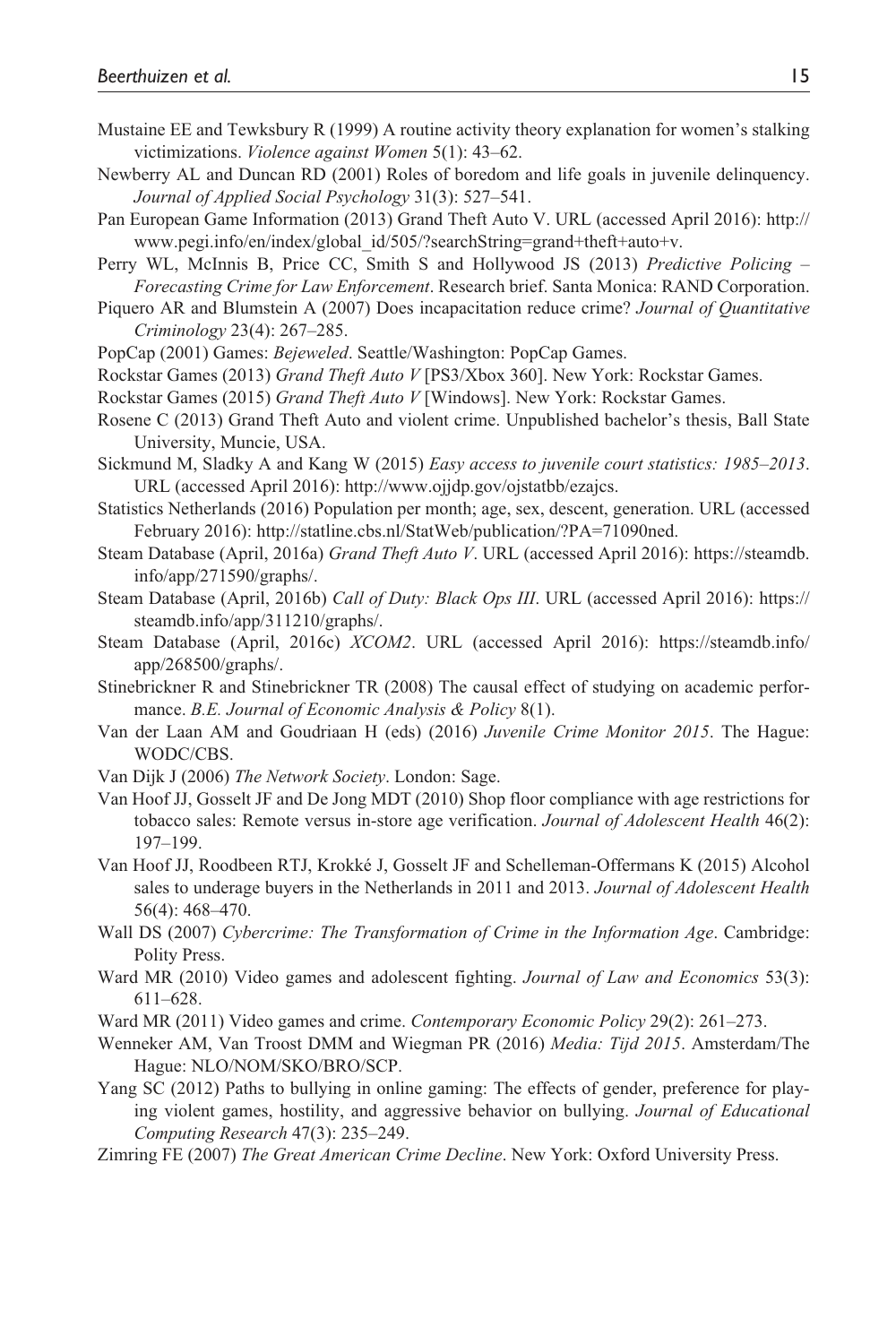Mustaine EE and Tewksbury R (1999) A routine activity theory explanation for women's stalking victimizations. *Violence against Women* 5(1): 43–62.

Newberry AL and Duncan RD (2001) Roles of boredom and life goals in juvenile delinquency. *Journal of Applied Social Psychology* 31(3): 527–541.

Pan European Game Information (2013) Grand Theft Auto V. URL (accessed April 2016): http://www.pegi.info/en/index/global_id/505/?searchString=grand+theft+auto+v.

Perry WL, McInnis B, Price CC, Smith S and Hollywood JS (2013) *Predictive Policing – Forecasting Crime for Law Enforcement*. Research brief. Santa Monica: RAND Corporation.

Piquero AR and Blumstein A (2007) Does incapacitation reduce crime? *Journal of Quantitative Criminology* 23(4): 267–285.

PopCap (2001) Games: *Bejeweled*. Seattle/Washington: PopCap Games.

Rockstar Games (2013) *Grand Theft Auto V* [PS3/Xbox 360]. New York: Rockstar Games.

Rockstar Games (2015) *Grand Theft Auto V* [Windows]. New York: Rockstar Games.

Rosene C (2013) Grand Theft Auto and violent crime. Unpublished bachelor's thesis, Ball State University, Muncie, USA.

Sickmund M, Sladky A and Kang W (2015) *Easy access to juvenile court statistics: 1985–2013*. URL (accessed April 2016): http://www.ojjdp.gov/ojstatbb/ezajcs.

Statistics Netherlands (2016) Population per month; age, sex, descent, generation. URL (accessed February 2016): http://statline.cbs.nl/StatWeb/publication/?PA=71090ned.

Steam Database (April, 2016a) *Grand Theft Auto V*. URL (accessed April 2016): https://steamdb.info/app/271590/graphs/.

Steam Database (April, 2016b) *Call of Duty: Black Ops III*. URL (accessed April 2016): https://steamdb.info/app/311210/graphs/.

Steam Database (April, 2016c) *XCOM2*. URL (accessed April 2016): https://steamdb.info/app/268500/graphs/.

Stinebrickner R and Stinebrickner TR (2008) The causal effect of studying on academic performance. *B.E. Journal of Economic Analysis & Policy* 8(1).

Van der Laan AM and Goudriaan H (eds) (2016) *Juvenile Crime Monitor 2015*. The Hague: WODC/CBS.

Van Dijk J (2006) *The Network Society*. London: Sage.

Van Hoof JJ, Gosselt JF and De Jong MDT (2010) Shop floor compliance with age restrictions for tobacco sales: Remote versus in-store age verification. *Journal of Adolescent Health* 46(2): 197–199.

Van Hoof JJ, Roodbeen RTJ, Krokké J, Gosselt JF and Schelleman-Offermans K (2015) Alcohol sales to underage buyers in the Netherlands in 2011 and 2013. *Journal of Adolescent Health* 56(4): 468–470.

Wall DS (2007) *Cybercrime: The Transformation of Crime in the Information Age*. Cambridge: Polity Press.

Ward MR (2010) Video games and adolescent fighting. *Journal of Law and Economics* 53(3): 611–628.

Ward MR (2011) Video games and crime. *Contemporary Economic Policy* 29(2): 261–273.

Wenneker AM, Van Troost DMM and Wiegman PR (2016) *Media: Tijd 2015*. Amsterdam/The Hague: NLO/NOM/SKO/BRO/SCP.

Yang SC (2012) Paths to bullying in online gaming: The effects of gender, preference for playing violent games, hostility, and aggressive behavior on bullying. *Journal of Educational Computing Research* 47(3): 235–249.

Zimring FE (2007) *The Great American Crime Decline*. New York: Oxford University Press.